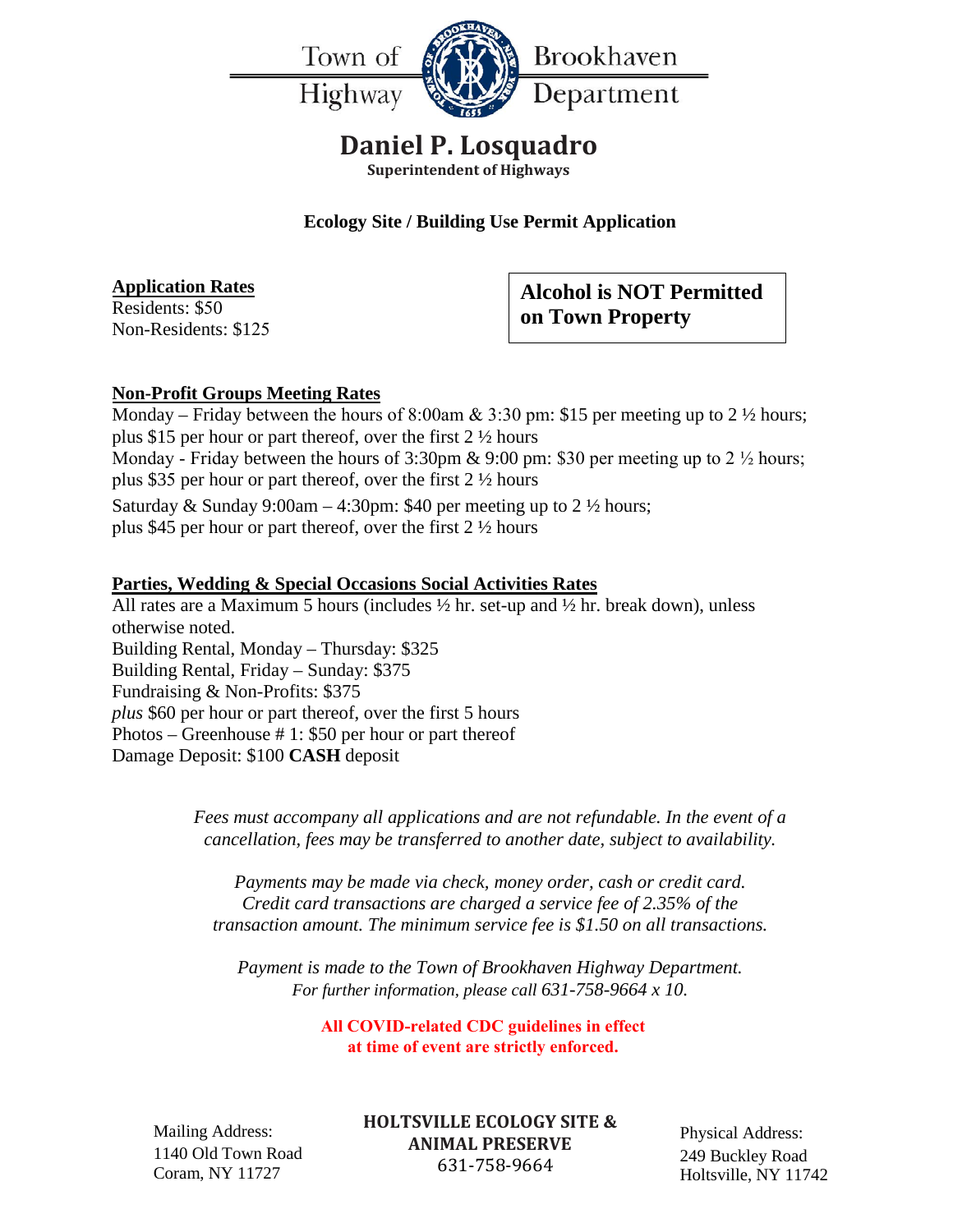Town of Brookhaven Highway Department

# Daniel P. Losquadro

**Superintendent of Highways**

## Ecology Site / Building Use Permit Application

**Application Rates**

Residents: $50
Non-Residents: $125

**Alcohol is NOT Permitted on Town Property**

**Non-Profit Groups Meeting Rates**

Monday – Friday between the hours of 8:00am & 3:30 pm: $15 per meeting up to 2 ½ hours; plus $15 per hour or part thereof, over the first 2 ½ hours
Monday - Friday between the hours of 3:30pm & 9:00 pm: $30 per meeting up to 2 ½ hours; plus $35 per hour or part thereof, over the first 2 ½ hours
Saturday & Sunday 9:00am – 4:30pm: $40 per meeting up to 2 ½ hours; plus $45 per hour or part thereof, over the first 2 ½ hours

**Parties, Wedding & Special Occasions Social Activities Rates**

All rates are a Maximum 5 hours (includes ½ hr. set-up and ½ hr. break down), unless otherwise noted.
Building Rental, Monday – Thursday: $325
Building Rental, Friday – Sunday: $375
Fundraising & Non-Profits: $375
*plus* $60 per hour or part thereof, over the first 5 hours
Photos – Greenhouse # 1: $50 per hour or part thereof
Damage Deposit: $100 **CASH** deposit

*Fees must accompany all applications and are not refundable. In the event of a cancellation, fees may be transferred to another date, subject to availability.*

*Payments may be made via check, money order, cash or credit card. Credit card transactions are charged a service fee of 2.35% of the transaction amount. The minimum service fee is $1.50 on all transactions.*

*Payment is made to the Town of Brookhaven Highway Department.*
*For further information, please call 631-758-9664 x 10.*

**All COVID-related CDC guidelines in effect at time of event are strictly enforced.**

Mailing Address:
1140 Old Town Road
Coram, NY 11727

**HOLTSVILLE ECOLOGY SITE & ANIMAL PRESERVE**
631-758-9664

Physical Address:
249 Buckley Road
Holtsville, NY 11742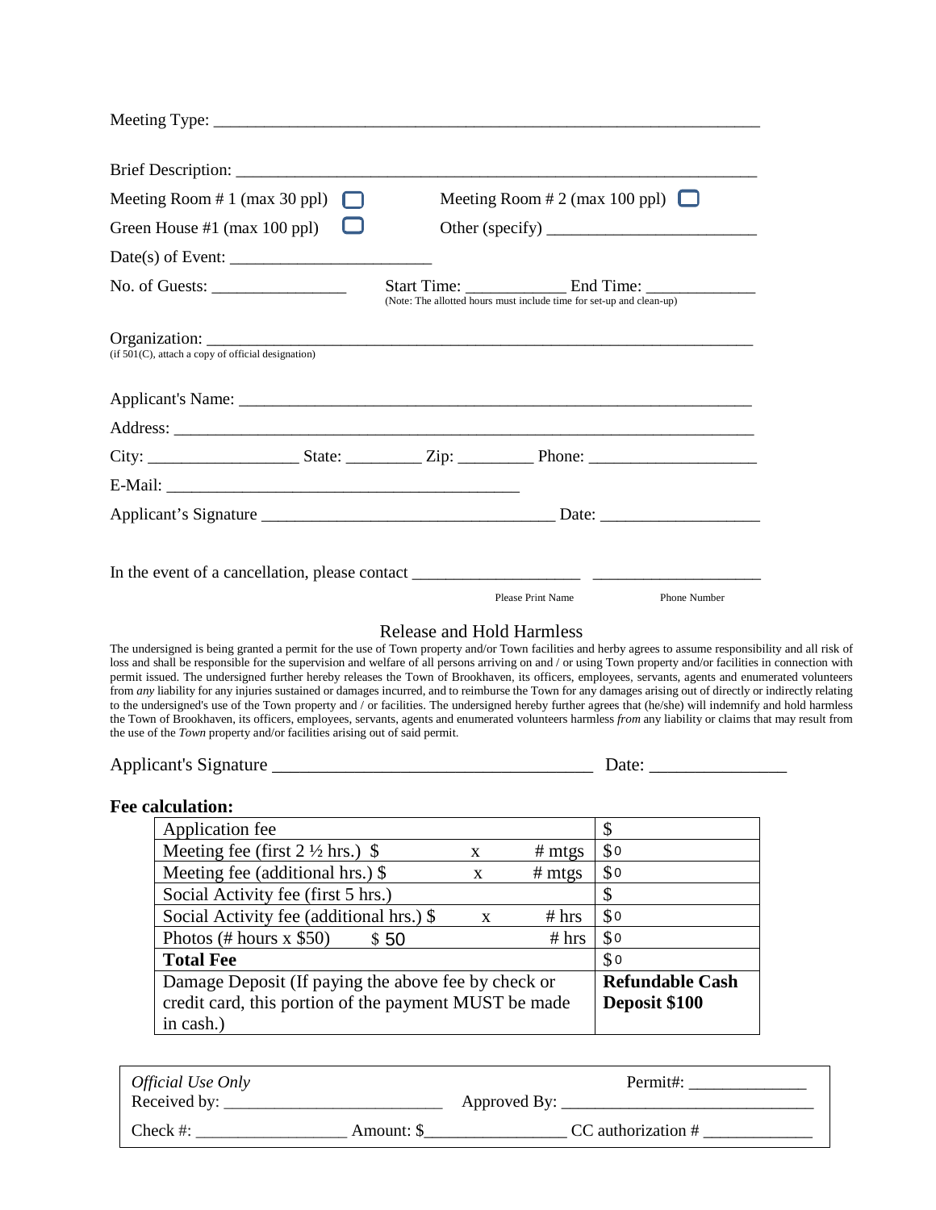Meeting Type: ___________________________________________________________________

Brief Description: ______________________________________________________________

Meeting Room # 1 (max 30 ppl) ☐ Meeting Room # 2 (max 100 ppl) ☐

Green House #1 (max 100 ppl) ☐ Other (specify) ________________________

Date(s) of Event: ________________________

No. of Guests: ________________ Start Time: ___________ End Time: _____________

(Note: The allotted hours must include time for set-up and clean-up)

Organization: _________________________________________________________________

(if 501(C), attach a copy of official designation)

Applicant's Name: ______________________________________________________________

Address: _____________________________________________________________________

City: __________________ State: _________ Zip: _________ Phone: ____________________

E-Mail: ____________________________________________

Applicant's Signature __________________________________ Date: ___________________

In the event of a cancellation, please contact ____________________ ____________________

Please Print Name Phone Number

## Release and Hold Harmless

The undersigned is being granted a permit for the use of Town property and/or Town facilities and herby agrees to assume responsibility and all risk of loss and shall be responsible for the supervision and welfare of all persons arriving on and / or using Town property and/or facilities in connection with permit issued. The undersigned further hereby releases the Town of Brookhaven, its officers, employees, servants, agents and enumerated volunteers from *any* liability for any injuries sustained or damages incurred, and to reimburse the Town for any damages arising out of directly or indirectly relating to the undersigned's use of the Town property and / or facilities. The undersigned hereby further agrees that (he/she) will indemnify and hold harmless the Town of Brookhaven, its officers, employees, servants, agents and enumerated volunteers harmless *from* any liability or claims that may result from the use of the *Town* property and/or facilities arising out of said permit.

Applicant's Signature ____________________________________ Date: _______________

**Fee calculation:**

| | |
|---|---|
| Application fee | $ |
| Meeting fee (first 2 ½ hrs.) $ x # mtgs | $ 0 |
| Meeting fee (additional hrs.) $ x # mtgs | $ 0 |
| Social Activity fee (first 5 hrs.) | $ |
| Social Activity fee (additional hrs.) $ x # hrs | $ 0 |
| Photos (# hours x $50) $ 50 # hrs | $ 0 |
| **Total Fee** | $ 0 |
| Damage Deposit (If paying the above fee by check or credit card, this portion of the payment MUST be made in cash.) | **Refundable Cash Deposit $100** |

*Official Use Only* Permit#: ______________

Received by: __________________________ Approved By: ______________________________

Check #: __________________ Amount: $________________ CC authorization # _____________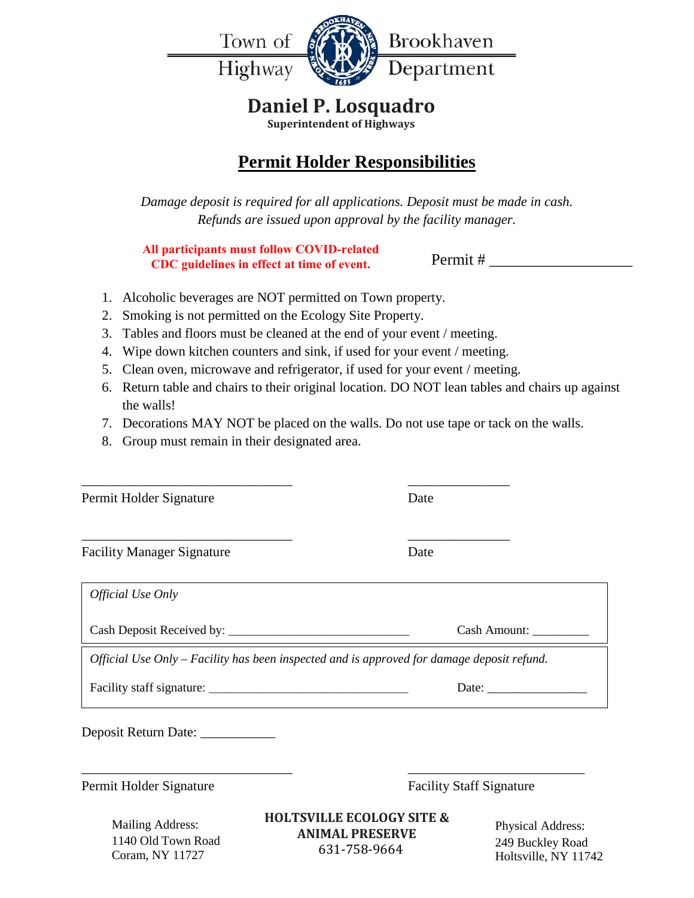Town of Brookhaven Highway Department

**Daniel P. Losquadro**
**Superintendent of Highways**

# Permit Holder Responsibilities

*Damage deposit is required for all applications. Deposit must be made in cash.*
*Refunds are issued upon approval by the facility manager.*

**All participants must follow COVID-related CDC guidelines in effect at time of event.**

Permit # __________________

1. Alcoholic beverages are NOT permitted on Town property.
2. Smoking is not permitted on the Ecology Site Property.
3. Tables and floors must be cleaned at the end of your event / meeting.
4. Wipe down kitchen counters and sink, if used for your event / meeting.
5. Clean oven, microwave and refrigerator, if used for your event / meeting.
6. Return table and chairs to their original location. DO NOT lean tables and chairs up against the walls!
7. Decorations MAY NOT be placed on the walls. Do not use tape or tack on the walls.
8. Group must remain in their designated area.

_______________________________ _______________
Permit Holder Signature Date

_______________________________ _______________
Facility Manager Signature Date

*Official Use Only*

Cash Deposit Received by: _____________________________ Cash Amount: _________

*Official Use Only – Facility has been inspected and is approved for damage deposit refund.*

Facility staff signature: ________________________________ Date: ________________

Deposit Return Date: ___________

_______________________________ ___________________________
Permit Holder Signature Facility Staff Signature

Mailing Address:
1140 Old Town Road
Coram, NY 11727

**HOLTSVILLE ECOLOGY SITE & ANIMAL PRESERVE**
631-758-9664

Physical Address:
249 Buckley Road
Holtsville, NY 11742